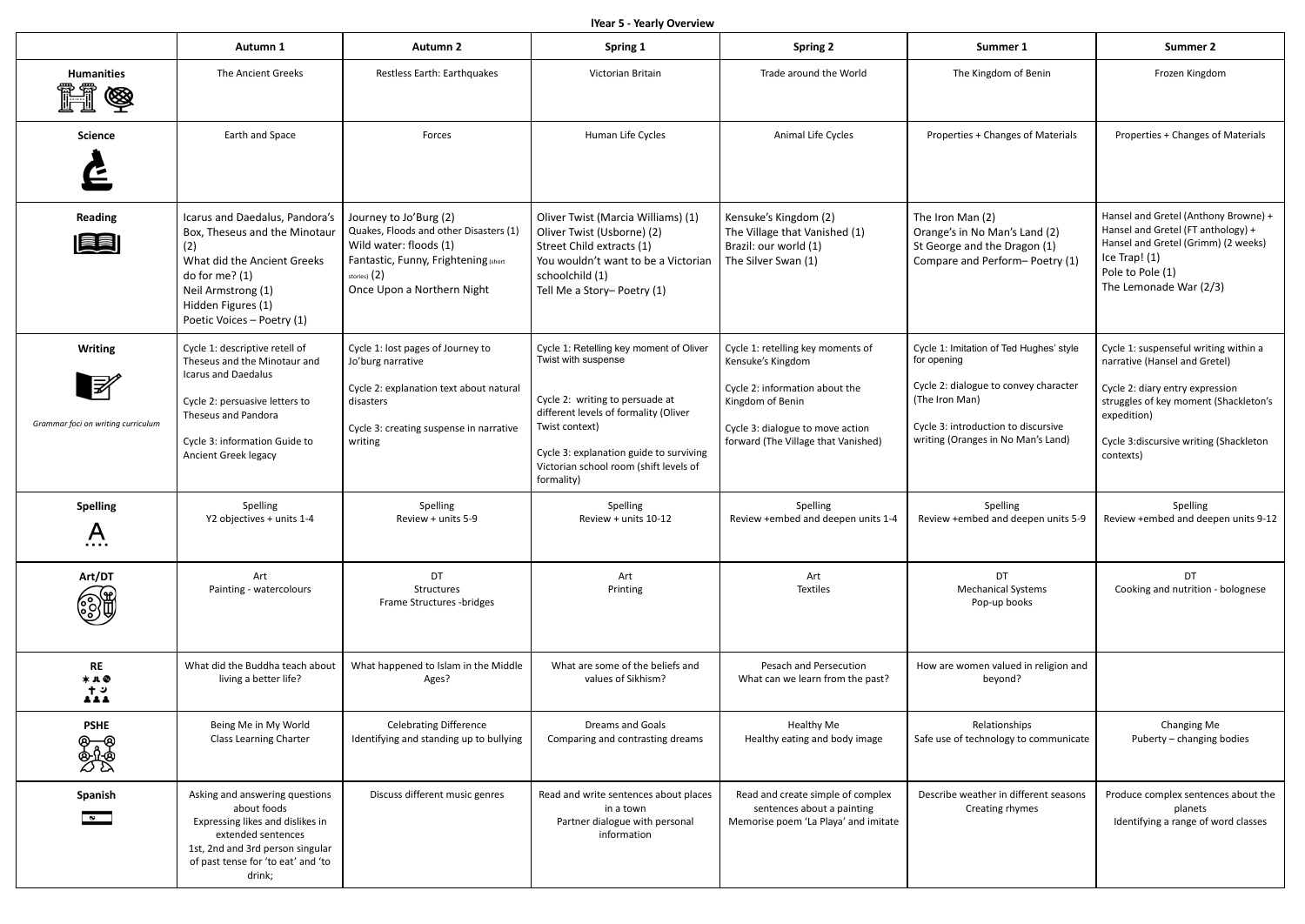# lYear 5 - Yearly Overview

| | Autumn 1 | Autumn 2 | Spring 1 | Spring 2 | Summer 1 | Summer 2 |
|---|---|---|---|---|---|---|
| **Humanities** | The Ancient Greeks | Restless Earth: Earthquakes | Victorian Britain | Trade around the World | The Kingdom of Benin | Frozen Kingdom |
| **Science** | Earth and Space | Forces | Human Life Cycles | Animal Life Cycles | Properties + Changes of Materials | Properties + Changes of Materials |
| **Reading** | Icarus and Daedalus, Pandora's Box, Theseus and the Minotaur (2)<br>What did the Ancient Greeks do for me? (1)<br>Neil Armstrong (1)<br>Hidden Figures (1)<br>Poetic Voices – Poetry (1) | Journey to Jo'Burg (2)<br>Quakes, Floods and other Disasters (1)<br>Wild water: floods (1)<br>Fantastic, Funny, Frightening (short stories) (2)<br>Once Upon a Northern Night | Oliver Twist (Marcia Williams) (1)<br>Oliver Twist (Usborne) (2)<br>Street Child extracts (1)<br>You wouldn't want to be a Victorian schoolchild (1)<br>Tell Me a Story– Poetry (1) | Kensuke's Kingdom (2)<br>The Village that Vanished (1)<br>Brazil: our world (1)<br>The Silver Swan (1) | The Iron Man (2)<br>Orange's in No Man's Land (2)<br>St George and the Dragon (1)<br>Compare and Perform– Poetry (1) | Hansel and Gretel (Anthony Browne) + Hansel and Gretel (FT anthology) + Hansel and Gretel (Grimm) (2 weeks)<br>Ice Trap! (1)<br>Pole to Pole (1)<br>The Lemonade War (2/3) |
| **Writing**<br>*Grammar foci on writing curriculum* | Cycle 1: descriptive retell of Theseus and the Minotaur and Icarus and Daedalus<br>Cycle 2: persuasive letters to Theseus and Pandora<br>Cycle 3: information Guide to Ancient Greek legacy | Cycle 1: lost pages of Journey to Jo'burg narrative<br>Cycle 2: explanation text about natural disasters<br>Cycle 3: creating suspense in narrative writing | Cycle 1: Retelling key moment of Oliver Twist with suspense<br>Cycle 2: writing to persuade at different levels of formality (Oliver Twist context)<br>Cycle 3: explanation guide to surviving Victorian school room (shift levels of formality) | Cycle 1: retelling key moments of Kensuke's Kingdom<br>Cycle 2: information about the Kingdom of Benin<br>Cycle 3: dialogue to move action forward (The Village that Vanished) | Cycle 1: Imitation of Ted Hughes' style for opening<br>Cycle 2: dialogue to convey character (The Iron Man)<br>Cycle 3: introduction to discursive writing (Oranges in No Man's Land) | Cycle 1: suspenseful writing within a narrative (Hansel and Gretel)<br>Cycle 2: diary entry expression struggles of key moment (Shackleton's expedition)<br>Cycle 3:discursive writing (Shackleton contexts) |
| **Spelling** | Spelling<br>Y2 objectives + units 1-4 | Spelling<br>Review + units 5-9 | Spelling<br>Review + units 10-12 | Spelling<br>Review +embed and deepen units 1-4 | Spelling<br>Review +embed and deepen units 5-9 | Spelling<br>Review +embed and deepen units 9-12 |
| **Art/DT** | Art<br>Painting - watercolours | DT<br>Structures<br>Frame Structures -bridges | Art<br>Printing | Art<br>Textiles | DT<br>Mechanical Systems<br>Pop-up books | DT<br>Cooking and nutrition - bolognese |
| **RE** | What did the Buddha teach about living a better life? | What happened to Islam in the Middle Ages? | What are some of the beliefs and values of Sikhism? | Pesach and Persecution<br>What can we learn from the past? | How are women valued in religion and beyond? | |
| **PSHE** | Being Me in My World<br>Class Learning Charter | Celebrating Difference<br>Identifying and standing up to bullying | Dreams and Goals<br>Comparing and contrasting dreams | Healthy Me<br>Healthy eating and body image | Relationships<br>Safe use of technology to communicate | Changing Me<br>Puberty – changing bodies |
| **Spanish** | Asking and answering questions about foods<br>Expressing likes and dislikes in extended sentences<br>1st, 2nd and 3rd person singular of past tense for 'to eat' and 'to drink; | Discuss different music genres | Read and write sentences about places in a town<br>Partner dialogue with personal information | Read and create simple of complex sentences about a painting<br>Memorise poem 'La Playa' and imitate | Describe weather in different seasons<br>Creating rhymes | Produce complex sentences about the planets<br>Identifying a range of word classes |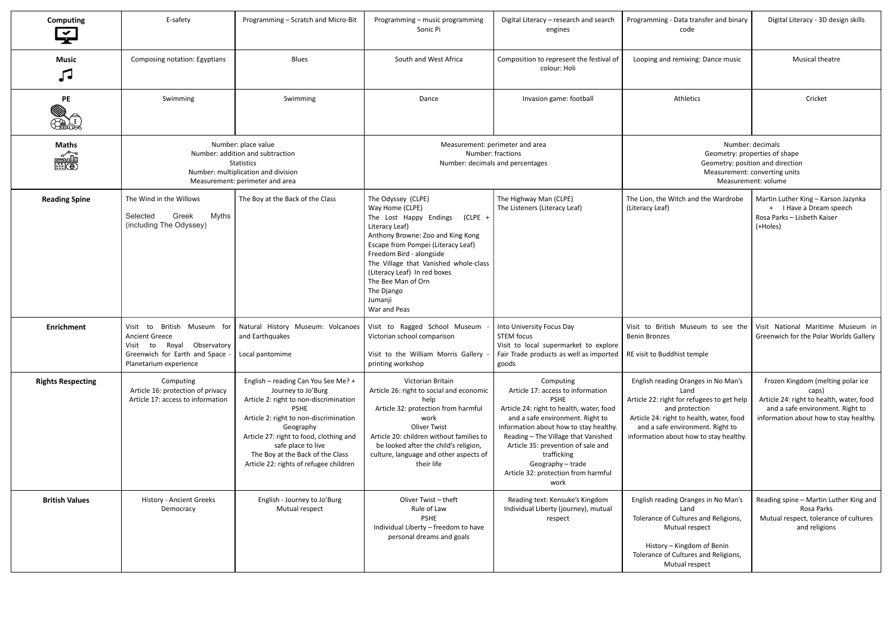| | | | | | | |
|---|---|---|---|---|---|---|
| **Computing** | E-safety | Programming – Scratch and Micro-Bit | Programming – music programming Sonic Pi | Digital Literacy – research and search engines | Programming - Data transfer and binary code | Digital Literacy - 3D design skills |
| **Music** | Composing notation: Egyptians | Blues | South and West Africa | Composition to represent the festival of colour: Holi | Looping and remixing: Dance music | Musical theatre |
| **PE** | Swimming | Swimming | Dance | Invasion game: football | Athletics | Cricket |
| **Maths** | Number: place value<br>Number: addition and subtraction<br>Statistics<br>Number: multiplication and division<br>Measurement: perimeter and area | | Measurement: perimeter and area<br>Number: fractions<br>Number: decimals and percentages | | Number: decimals<br>Geometry: properties of shape<br>Geometry: position and direction<br>Measurement: converting units<br>Measurement: volume | |
| **Reading Spine** | The Wind in the Willows<br>Selected Greek Myths (including The Odyssey) | The Boy at the Back of the Class | The Odyssey (CLPE)<br>Way Home (CLPE)<br>The Lost Happy Endings (CLPE + Literacy Leaf)<br>Anthony Browne: Zoo and King Kong<br>Escape from Pompei (Literacy Leaf)<br>Freedom Bird - alongside<br>The Village that Vanished whole-class (Literacy Leaf) In red boxes<br>The Bee Man of Orn<br>The Django<br>Jumanji<br>War and Peas | The Highway Man (CLPE)<br>The Listeners (Literacy Leaf) | The Lion, the Witch and the Wardrobe (Literacy Leaf) | Martin Luther King – Karson Jazynka + I Have a Dream speech<br>Rosa Parks – Lisbeth Kaiser<br>(+Holes) |
| **Enrichment** | Visit to British Museum for Ancient Greece<br>Visit to Royal Observatory Greenwich for Earth and Space - Planetarium experience | Natural History Museum: Volcanoes and Earthquakes<br>Local pantomime | Visit to Ragged School Museum - Victorian school comparison<br>Visit to the William Morris Gallery - printing workshop | Into University Focus Day<br>STEM focus<br>Visit to local supermarket to explore Fair Trade products as well as imported goods | Visit to British Museum to see the Benin Bronzes<br>RE visit to Buddhist temple | Visit National Maritime Museum in Greenwich for the Polar Worlds Gallery |
| **Rights Respecting** | Computing<br>Article 16: protection of privacy<br>Article 17: access to information | English – reading Can You See Me? + Journey to Jo'Burg<br>Article 2: right to non-discrimination<br>PSHE<br>Article 2: right to non-discrimination<br>Geography<br>Article 27: right to food, clothing and safe place to live<br>The Boy at the Back of the Class<br>Article 22: rights of refugee children | Victorian Britain<br>Article 26: right to social and economic help<br>Article 32: protection from harmful work<br>Oliver Twist<br>Article 20: children without families to be looked after the child's religion, culture, language and other aspects of their life | Computing<br>Article 17: access to information<br>PSHE<br>Article 24: right to health, water, food and a safe environment. Right to information about how to stay healthy.<br>Reading – The Village that Vanished<br>Article 35: prevention of sale and trafficking<br>Geography – trade<br>Article 32: protection from harmful work | English reading Oranges in No Man's Land<br>Article 22: right for refugees to get help and protection<br>Article 24: right to health, water, food and a safe environment. Right to information about how to stay healthy. | Frozen Kingdom (melting polar ice caps)<br>Article 24: right to health, water, food and a safe environment. Right to information about how to stay healthy. |
| **British Values** | History - Ancient Greeks<br>Democracy | English - Journey to Jo'Burg<br>Mutual respect | Oliver Twist – theft<br>Rule of Law<br>PSHE<br>Individual Liberty – freedom to have personal dreams and goals | Reading text: Kensuke's Kingdom<br>Individual Liberty (journey), mutual respect | English reading Oranges in No Man's Land<br>Tolerance of Cultures and Religions, Mutual respect<br>History – Kingdom of Benin<br>Tolerance of Cultures and Religions, Mutual respect | Reading spine – Martin Luther King and Rosa Parks<br>Mutual respect, tolerance of cultures and religions |